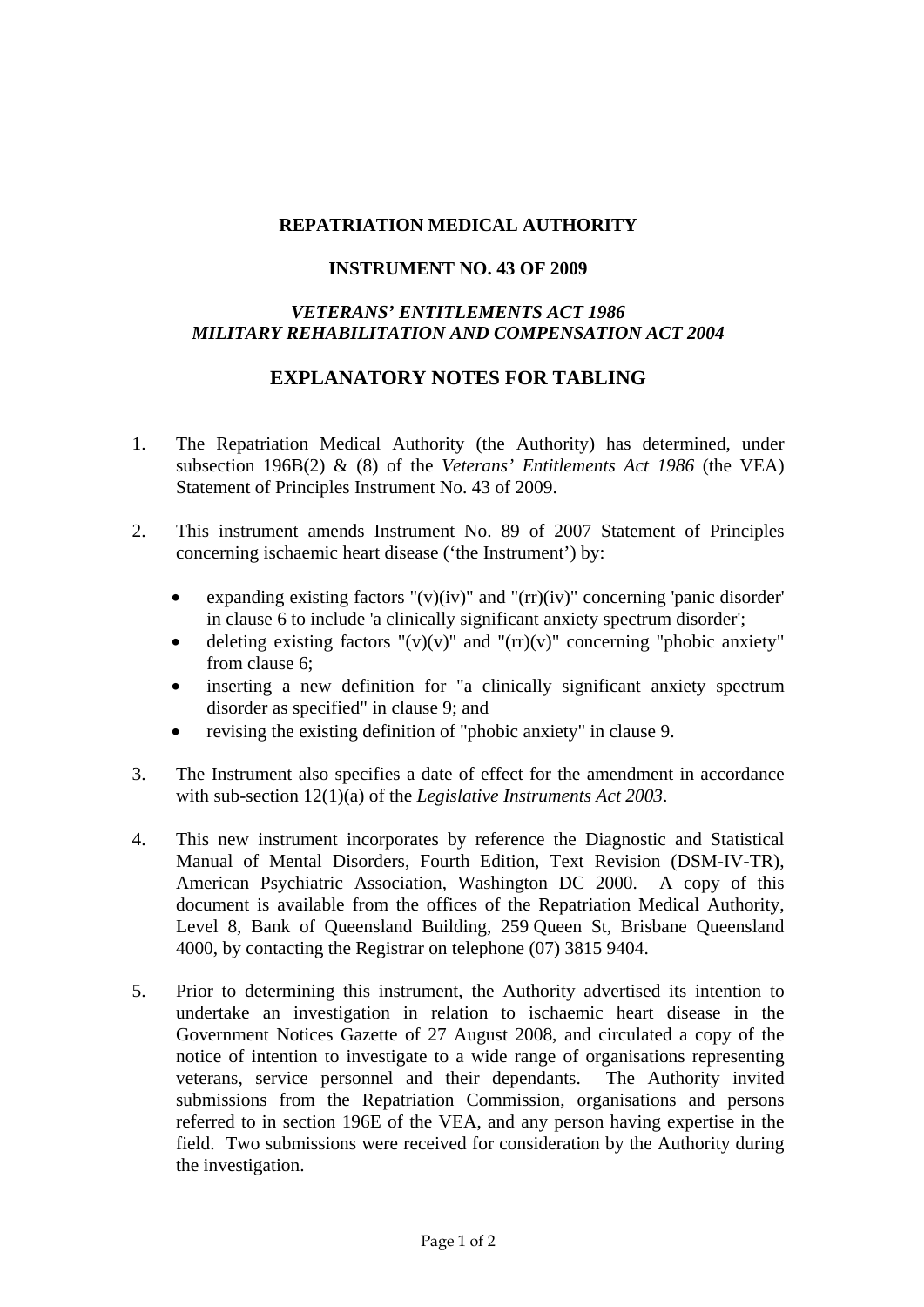**REPATRIATION MEDICAL AUTHORITY**

**INSTRUMENT NO. 43 OF 2009**

***VETERANS' ENTITLEMENTS ACT 1986***
***MILITARY REHABILITATION AND COMPENSATION ACT 2004***

## EXPLANATORY NOTES FOR TABLING

1. The Repatriation Medical Authority (the Authority) has determined, under subsection 196B(2) & (8) of the *Veterans' Entitlements Act 1986* (the VEA) Statement of Principles Instrument No. 43 of 2009.

2. This instrument amends Instrument No. 89 of 2007 Statement of Principles concerning ischaemic heart disease ('the Instrument') by:

   - expanding existing factors "(v)(iv)" and "(rr)(iv)" concerning 'panic disorder' in clause 6 to include 'a clinically significant anxiety spectrum disorder';
   - deleting existing factors "(v)(v)" and "(rr)(v)" concerning "phobic anxiety" from clause 6;
   - inserting a new definition for "a clinically significant anxiety spectrum disorder as specified" in clause 9; and
   - revising the existing definition of "phobic anxiety" in clause 9.

3. The Instrument also specifies a date of effect for the amendment in accordance with sub-section 12(1)(a) of the *Legislative Instruments Act 2003*.

4. This new instrument incorporates by reference the Diagnostic and Statistical Manual of Mental Disorders, Fourth Edition, Text Revision (DSM-IV-TR), American Psychiatric Association, Washington DC 2000. A copy of this document is available from the offices of the Repatriation Medical Authority, Level 8, Bank of Queensland Building, 259 Queen St, Brisbane Queensland 4000, by contacting the Registrar on telephone (07) 3815 9404.

5. Prior to determining this instrument, the Authority advertised its intention to undertake an investigation in relation to ischaemic heart disease in the Government Notices Gazette of 27 August 2008, and circulated a copy of the notice of intention to investigate to a wide range of organisations representing veterans, service personnel and their dependants. The Authority invited submissions from the Repatriation Commission, organisations and persons referred to in section 196E of the VEA, and any person having expertise in the field. Two submissions were received for consideration by the Authority during the investigation.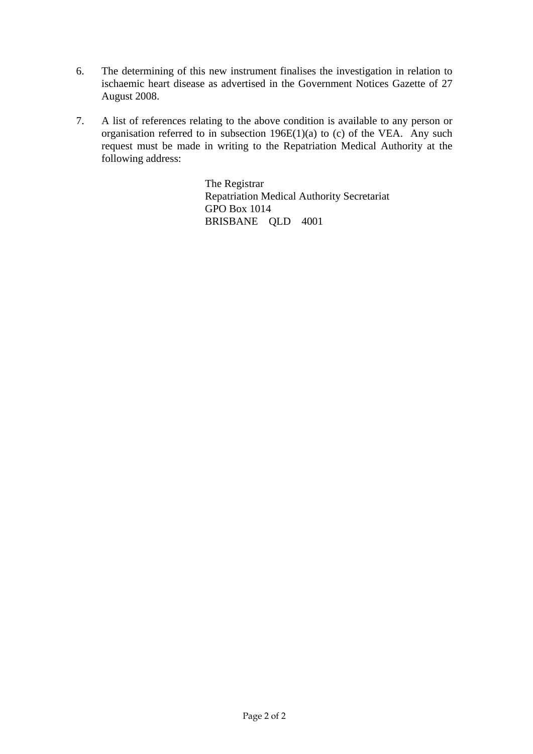6. The determining of this new instrument finalises the investigation in relation to ischaemic heart disease as advertised in the Government Notices Gazette of 27 August 2008.

7. A list of references relating to the above condition is available to any person or organisation referred to in subsection 196E(1)(a) to (c) of the VEA. Any such request must be made in writing to the Repatriation Medical Authority at the following address:

   The Registrar
   Repatriation Medical Authority Secretariat
   GPO Box 1014
   BRISBANE QLD 4001